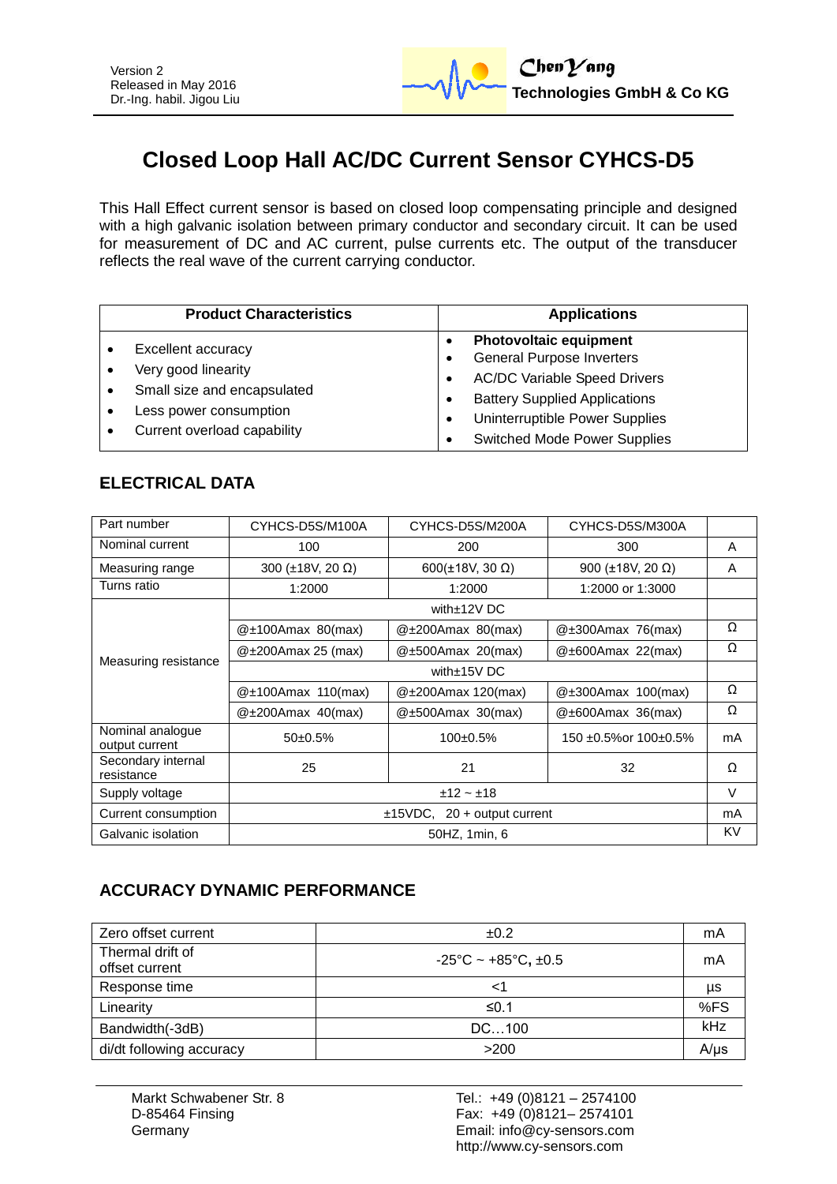Version 2
Released in May 2016
Dr.-Ing. habil. Jigou Liu

ChenYang
**Technologies GmbH & Co KG**

# Closed Loop Hall AC/DC Current Sensor CYHCS-D5

This Hall Effect current sensor is based on closed loop compensating principle and designed with a high galvanic isolation between primary conductor and secondary circuit. It can be used for measurement of DC and AC current, pulse currents etc. The output of the transducer reflects the real wave of the current carrying conductor.

| Product Characteristics | Applications |
|---|---|
| • Excellent accuracy<br>• Very good linearity<br>• Small size and encapsulated<br>• Less power consumption<br>• Current overload capability | • **Photovoltaic equipment**<br>• General Purpose Inverters<br>• AC/DC Variable Speed Drivers<br>• Battery Supplied Applications<br>• Uninterruptible Power Supplies<br>• Switched Mode Power Supplies |

## ELECTRICAL DATA

| Part number | CYHCS-D5S/M100A | CYHCS-D5S/M200A | CYHCS-D5S/M300A | |
|---|---|---|---|---|
| Nominal current | 100 | 200 | 300 | A |
| Measuring range | 300 (±18V, 20 Ω) | 600(±18V, 30 Ω) | 900 (±18V, 20 Ω) | A |
| Turns ratio | 1:2000 | 1:2000 | 1:2000 or 1:3000 | |
| Measuring resistance | with±12V DC | | | |
| | @±100Amax 80(max) | @±200Amax 80(max) | @±300Amax 76(max) | Ω |
| | @±200Amax 25 (max) | @±500Amax 20(max) | @±600Amax 22(max) | Ω |
| | with±15V DC | | | |
| | @±100Amax 110(max) | @±200Amax 120(max) | @±300Amax 100(max) | Ω |
| | @±200Amax 40(max) | @±500Amax 30(max) | @±600Amax 36(max) | Ω |
| Nominal analogue output current | 50±0.5% | 100±0.5% | 150 ±0.5%or 100±0.5% | mA |
| Secondary internal resistance | 25 | 21 | 32 | Ω |
| Supply voltage | ±12 ~ ±18 | | | V |
| Current consumption | ±15VDC, 20 + output current | | | mA |
| Galvanic isolation | 50HZ, 1min, 6 | | | KV |

## ACCURACY DYNAMIC PERFORMANCE

| Zero offset current | ±0.2 | mA |
|---|---|---|
| Thermal drift of offset current | -25°C ~ +85°C, ±0.5 | mA |
| Response time | <1 | µs |
| Linearity | ≤0.1 | %FS |
| Bandwidth(-3dB) | DC…100 | kHz |
| di/dt following accuracy | >200 | A/µs |

Markt Schwabener Str. 8
D-85464 Finsing
Germany

Tel.: +49 (0)8121 – 2574100
Fax: +49 (0)8121– 2574101
Email: info@cy-sensors.com
http://www.cy-sensors.com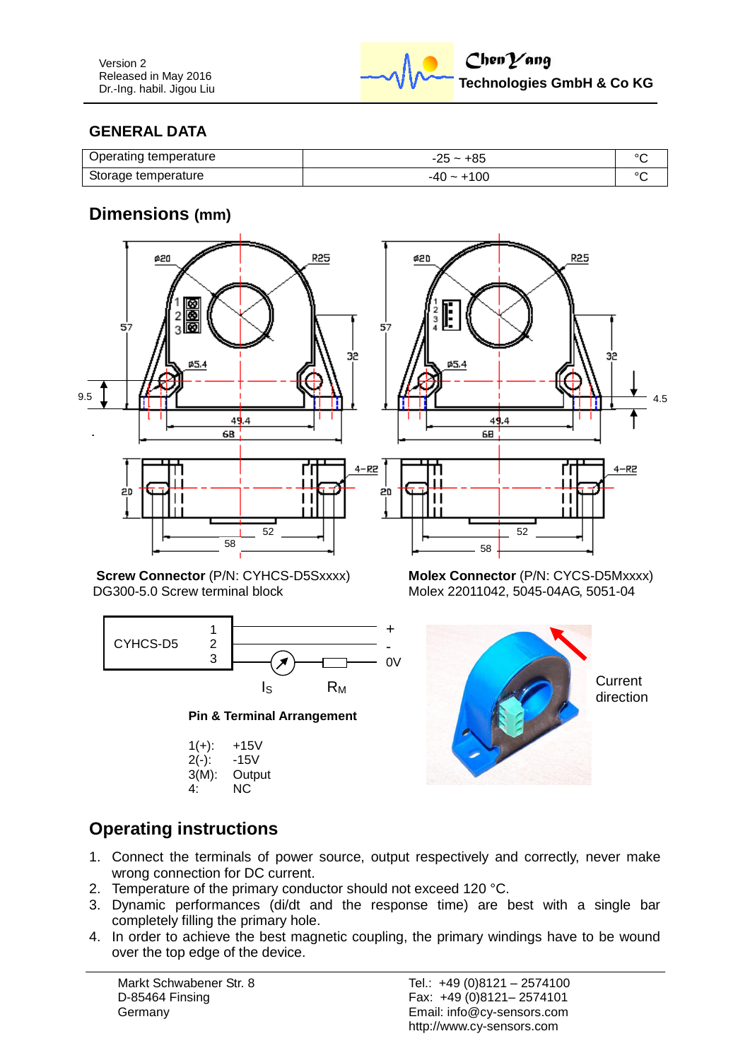## GENERAL DATA

| | | |
|---|---|---|
| Operating temperature | -25 ~ +85 | °C |
| Storage temperature | -40 ~ +100 | °C |

## Dimensions (mm)

**Screw Connector** (P/N: CYHCS-D5Sxxxx)
DG300-5.0 Screw terminal block

**Molex Connector** (P/N: CYCS-D5Mxxxx)
Molex 22011042, 5045-04AG, 5051-04

Current direction

**Pin & Terminal Arrangement**

1(+): +15V
2(-): -15V
3(M): Output
4: NC

## Operating instructions

1. Connect the terminals of power source, output respectively and correctly, never make wrong connection for DC current.
2. Temperature of the primary conductor should not exceed 120 °C.
3. Dynamic performances (di/dt and the response time) are best with a single bar completely filling the primary hole.
4. In order to achieve the best magnetic coupling, the primary windings have to be wound over the top edge of the device.